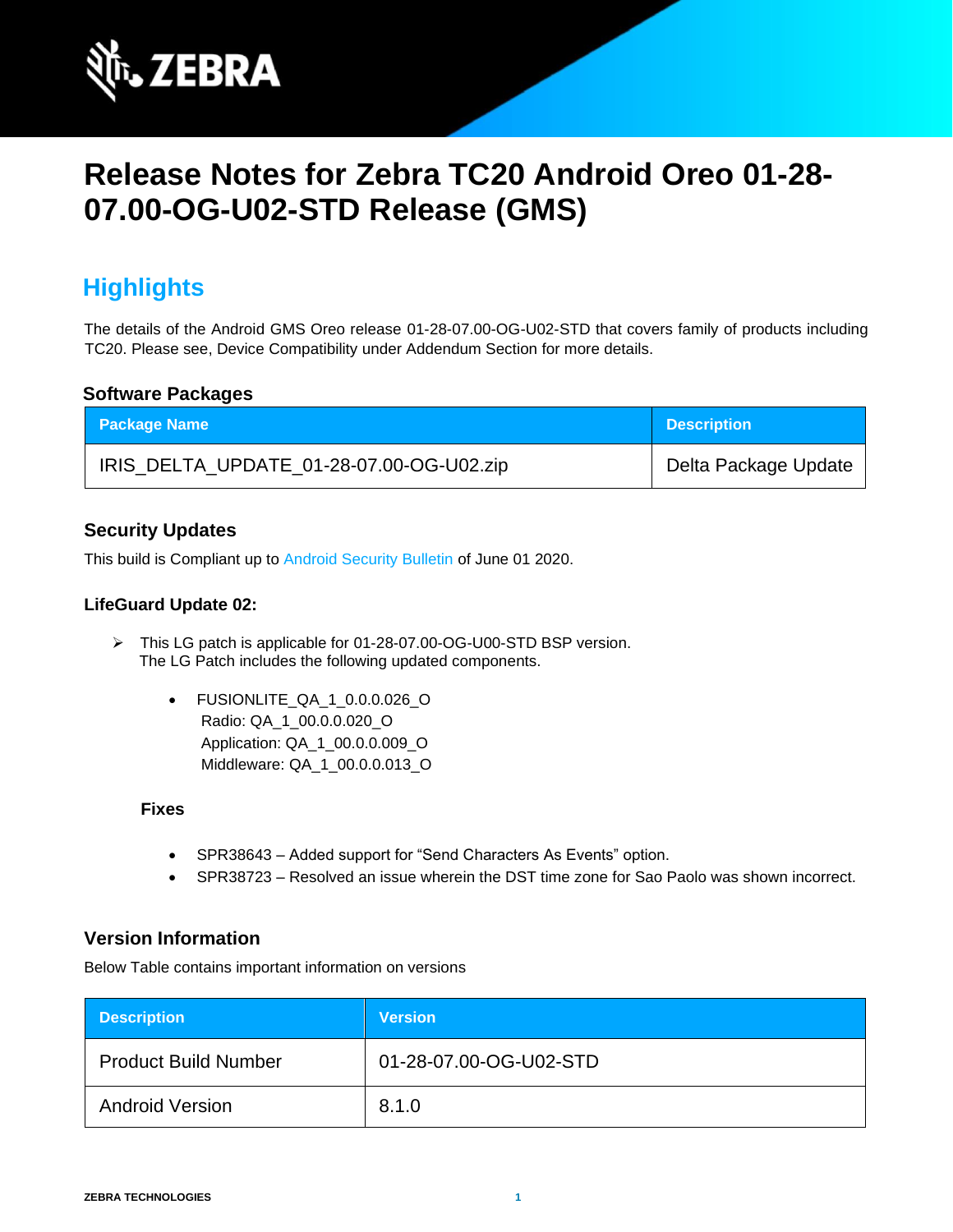# Release Notes for Zebra TC20 Android Oreo 01-28-07.00-OG-U02-STD Release (GMS)

## Highlights

The details of the Android GMS Oreo release 01-28-07.00-OG-U02-STD that covers family of products including TC20. Please see, Device Compatibility under Addendum Section for more details.

### Software Packages

| Package Name | Description |
| --- | --- |
| IRIS_DELTA_UPDATE_01-28-07.00-OG-U02.zip | Delta Package Update |

### Security Updates

This build is Compliant up to Android Security Bulletin of June 01 2020.

### LifeGuard Update 02:

- This LG patch is applicable for 01-28-07.00-OG-U00-STD BSP version.
  The LG Patch includes the following updated components.

  - FUSIONLITE_QA_1_0.0.0.026_O
    Radio: QA_1_00.0.0.020_O
    Application: QA_1_00.0.0.009_O
    Middleware: QA_1_00.0.0.013_O

  **Fixes**

  - SPR38643 – Added support for “Send Characters As Events” option.
  - SPR38723 – Resolved an issue wherein the DST time zone for Sao Paolo was shown incorrect.

### Version Information

Below Table contains important information on versions

| Description | Version |
| --- | --- |
| Product Build Number | 01-28-07.00-OG-U02-STD |
| Android Version | 8.1.0 |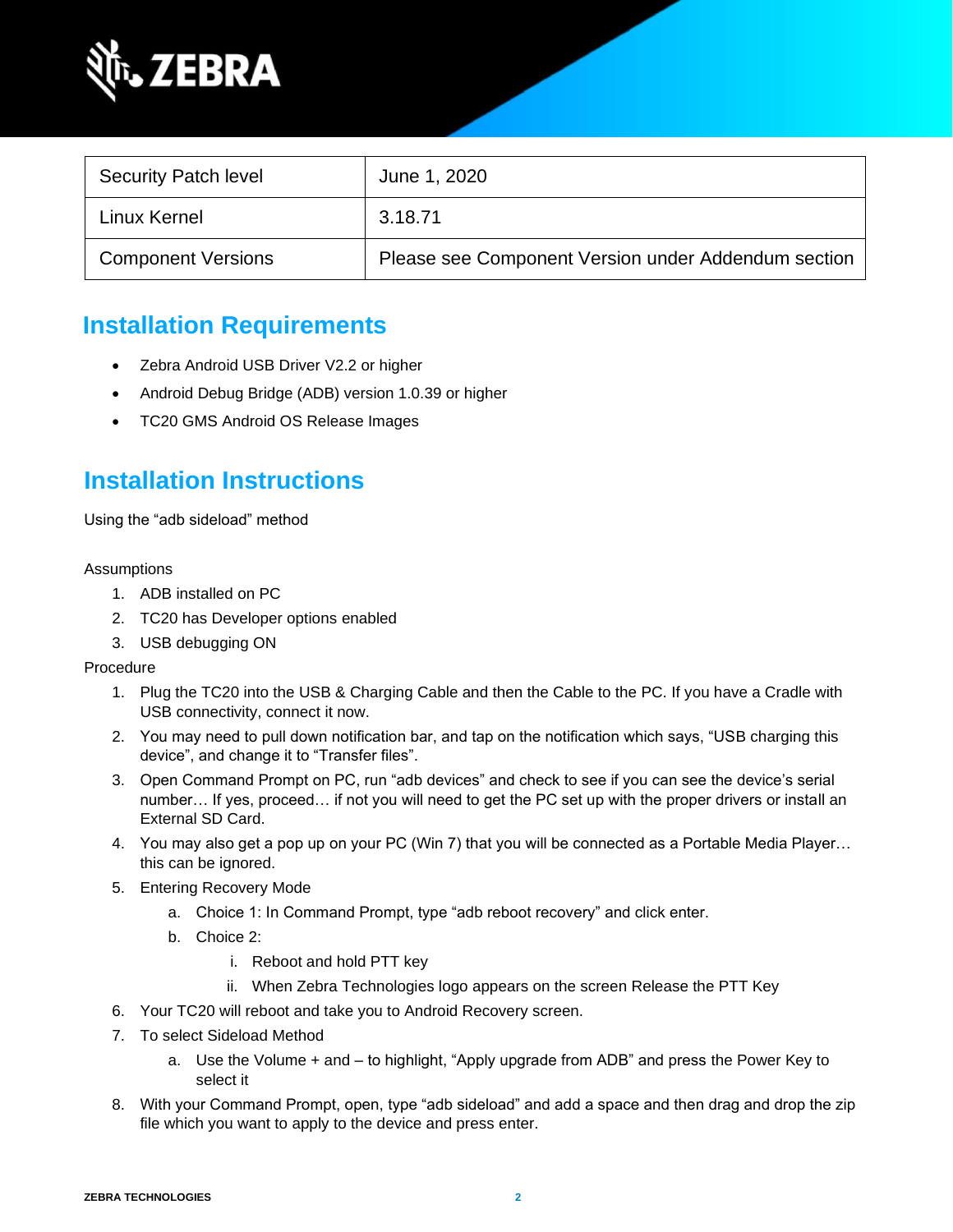| Security Patch level | June 1, 2020 |
| --- | --- |
| Linux Kernel | 3.18.71 |
| Component Versions | Please see Component Version under Addendum section |

## Installation Requirements

- Zebra Android USB Driver V2.2 or higher
- Android Debug Bridge (ADB) version 1.0.39 or higher
- TC20 GMS Android OS Release Images

## Installation Instructions

Using the "adb sideload" method

Assumptions

1. ADB installed on PC
2. TC20 has Developer options enabled
3. USB debugging ON

Procedure

1. Plug the TC20 into the USB & Charging Cable and then the Cable to the PC. If you have a Cradle with USB connectivity, connect it now.
2. You may need to pull down notification bar, and tap on the notification which says, "USB charging this device", and change it to "Transfer files".
3. Open Command Prompt on PC, run "adb devices" and check to see if you can see the device's serial number… If yes, proceed… if not you will need to get the PC set up with the proper drivers or install an External SD Card.
4. You may also get a pop up on your PC (Win 7) that you will be connected as a Portable Media Player… this can be ignored.
5. Entering Recovery Mode
    a. Choice 1: In Command Prompt, type "adb reboot recovery" and click enter.
    b. Choice 2:
        i. Reboot and hold PTT key
        ii. When Zebra Technologies logo appears on the screen Release the PTT Key
6. Your TC20 will reboot and take you to Android Recovery screen.
7. To select Sideload Method
    a. Use the Volume + and – to highlight, "Apply upgrade from ADB" and press the Power Key to select it
8. With your Command Prompt, open, type "adb sideload" and add a space and then drag and drop the zip file which you want to apply to the device and press enter.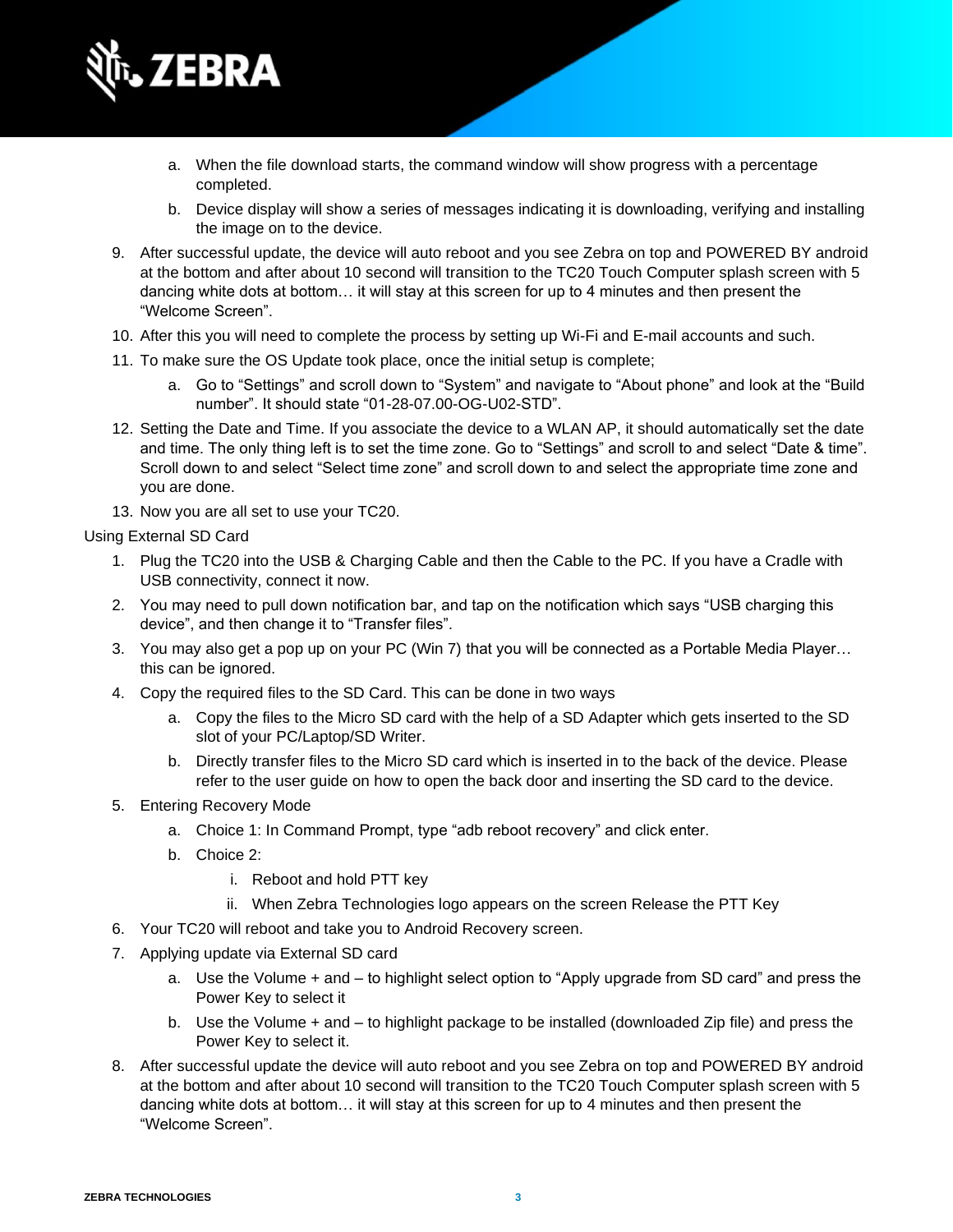a. When the file download starts, the command window will show progress with a percentage completed.
   b. Device display will show a series of messages indicating it is downloading, verifying and installing the image on to the device.

9. After successful update, the device will auto reboot and you see Zebra on top and POWERED BY android at the bottom and after about 10 second will transition to the TC20 Touch Computer splash screen with 5 dancing white dots at bottom… it will stay at this screen for up to 4 minutes and then present the "Welcome Screen".
10. After this you will need to complete the process by setting up Wi-Fi and E-mail accounts and such.
11. To make sure the OS Update took place, once the initial setup is complete;
    a. Go to "Settings" and scroll down to "System" and navigate to "About phone" and look at the "Build number". It should state "01-28-07.00-OG-U02-STD".
12. Setting the Date and Time. If you associate the device to a WLAN AP, it should automatically set the date and time. The only thing left is to set the time zone. Go to "Settings" and scroll to and select "Date & time". Scroll down to and select "Select time zone" and scroll down to and select the appropriate time zone and you are done.
13. Now you are all set to use your TC20.

Using External SD Card

1. Plug the TC20 into the USB & Charging Cable and then the Cable to the PC. If you have a Cradle with USB connectivity, connect it now.
2. You may need to pull down notification bar, and tap on the notification which says "USB charging this device", and then change it to "Transfer files".
3. You may also get a pop up on your PC (Win 7) that you will be connected as a Portable Media Player… this can be ignored.
4. Copy the required files to the SD Card. This can be done in two ways
   a. Copy the files to the Micro SD card with the help of a SD Adapter which gets inserted to the SD slot of your PC/Laptop/SD Writer.
   b. Directly transfer files to the Micro SD card which is inserted in to the back of the device. Please refer to the user guide on how to open the back door and inserting the SD card to the device.
5. Entering Recovery Mode
   a. Choice 1: In Command Prompt, type "adb reboot recovery" and click enter.
   b. Choice 2:
      i. Reboot and hold PTT key
      ii. When Zebra Technologies logo appears on the screen Release the PTT Key
6. Your TC20 will reboot and take you to Android Recovery screen.
7. Applying update via External SD card
   a. Use the Volume + and – to highlight select option to "Apply upgrade from SD card" and press the Power Key to select it
   b. Use the Volume + and – to highlight package to be installed (downloaded Zip file) and press the Power Key to select it.
8. After successful update the device will auto reboot and you see Zebra on top and POWERED BY android at the bottom and after about 10 second will transition to the TC20 Touch Computer splash screen with 5 dancing white dots at bottom… it will stay at this screen for up to 4 minutes and then present the "Welcome Screen".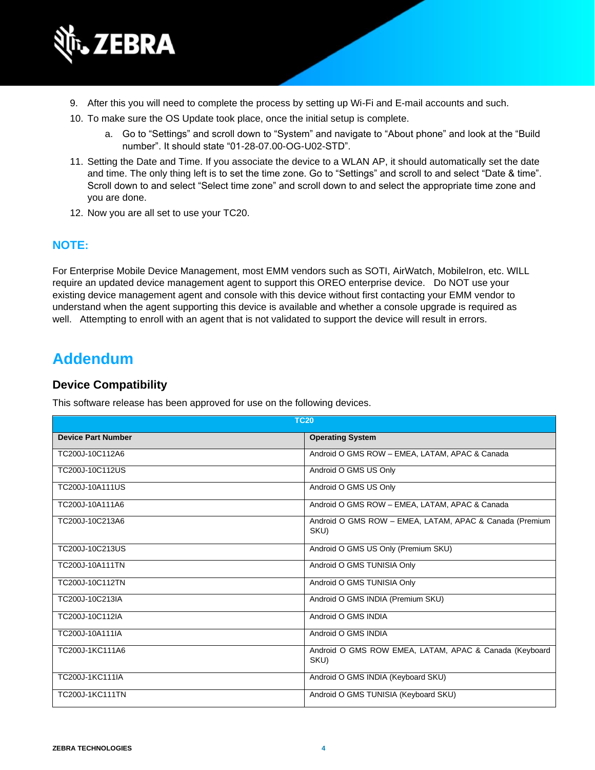9. After this you will need to complete the process by setting up Wi-Fi and E-mail accounts and such.
10. To make sure the OS Update took place, once the initial setup is complete.
    a. Go to “Settings” and scroll down to “System” and navigate to “About phone” and look at the “Build number”. It should state “01-28-07.00-OG-U02-STD”.
11. Setting the Date and Time. If you associate the device to a WLAN AP, it should automatically set the date and time. The only thing left is to set the time zone. Go to “Settings” and scroll to and select “Date & time”. Scroll down to and select “Select time zone” and scroll down to and select the appropriate time zone and you are done.
12. Now you are all set to use your TC20.

## NOTE:

For Enterprise Mobile Device Management, most EMM vendors such as SOTI, AirWatch, MobileIron, etc. WILL require an updated device management agent to support this OREO enterprise device. Do NOT use your existing device management agent and console with this device without first contacting your EMM vendor to understand when the agent supporting this device is available and whether a console upgrade is required as well. Attempting to enroll with an agent that is not validated to support the device will result in errors.

# Addendum

## Device Compatibility

This software release has been approved for use on the following devices.

| TC20 | |
|---|---|
| **Device Part Number** | **Operating System** |
| TC200J-10C112A6 | Android O GMS ROW – EMEA, LATAM, APAC & Canada |
| TC200J-10C112US | Android O GMS US Only |
| TC200J-10A111US | Android O GMS US Only |
| TC200J-10A111A6 | Android O GMS ROW – EMEA, LATAM, APAC & Canada |
| TC200J-10C213A6 | Android O GMS ROW – EMEA, LATAM, APAC & Canada (Premium SKU) |
| TC200J-10C213US | Android O GMS US Only (Premium SKU) |
| TC200J-10A111TN | Android O GMS TUNISIA Only |
| TC200J-10C112TN | Android O GMS TUNISIA Only |
| TC200J-10C213IA | Android O GMS INDIA (Premium SKU) |
| TC200J-10C112IA | Android O GMS INDIA |
| TC200J-10A111IA | Android O GMS INDIA |
| TC200J-1KC111A6 | Android O GMS ROW EMEA, LATAM, APAC & Canada (Keyboard SKU) |
| TC200J-1KC111IA | Android O GMS INDIA (Keyboard SKU) |
| TC200J-1KC111TN | Android O GMS TUNISIA (Keyboard SKU) |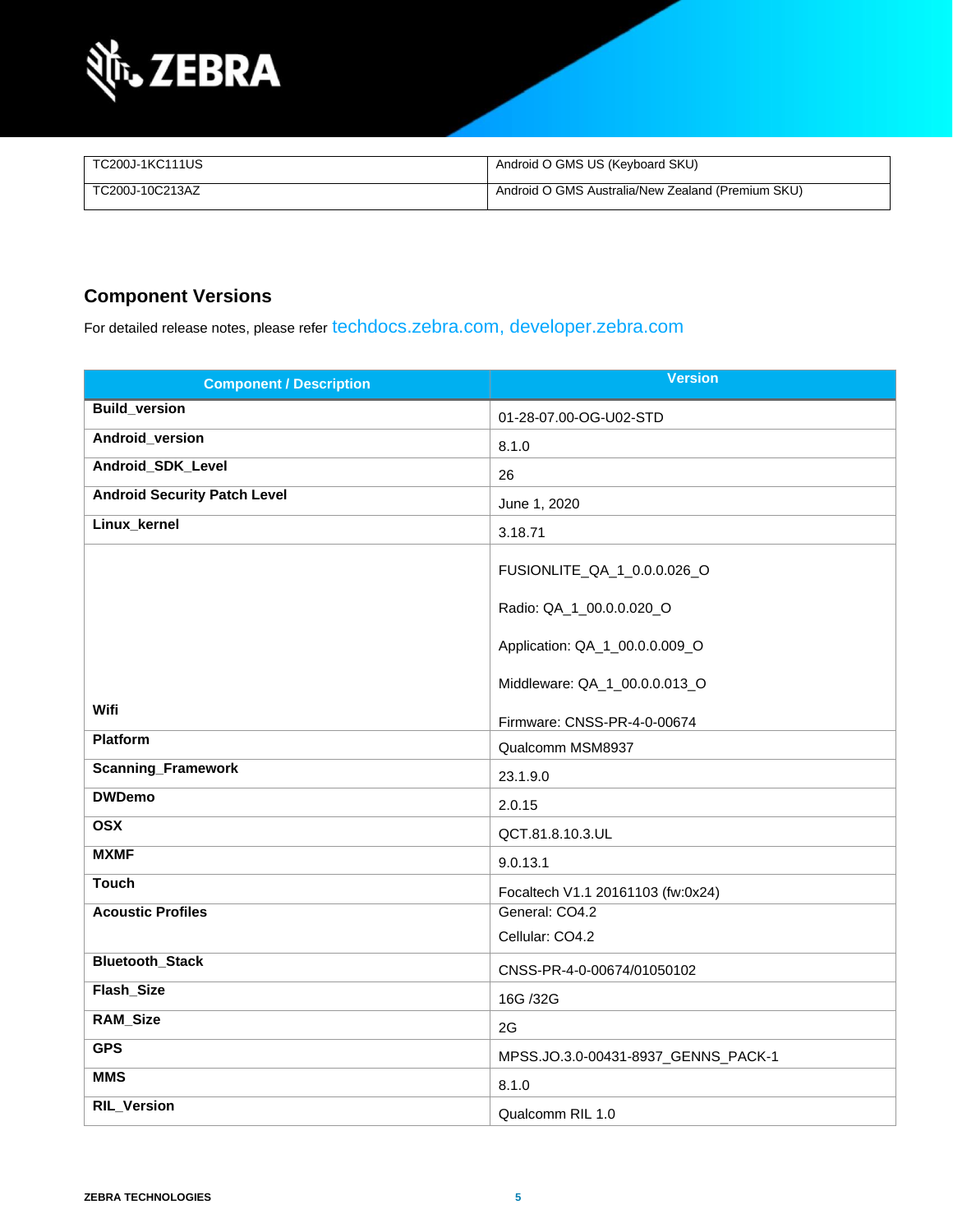| TC200J-1KC111US | Android O GMS US (Keyboard SKU) |
|---|---|
| TC200J-10C213AZ | Android O GMS Australia/New Zealand (Premium SKU) |

## Component Versions

For detailed release notes, please refer techdocs.zebra.com, developer.zebra.com

| Component / Description | Version |
|---|---|
| **Build_version** | 01-28-07.00-OG-U02-STD |
| **Android_version** | 8.1.0 |
| **Android_SDK_Level** | 26 |
| **Android Security Patch Level** | June 1, 2020 |
| **Linux_kernel** | 3.18.71 |
| **Wifi** | FUSIONLITE_QA_1_0.0.0.026_O<br><br>Radio: QA_1_00.0.0.020_O<br><br>Application: QA_1_00.0.0.009_O<br><br>Middleware: QA_1_00.0.0.013_O<br><br>Firmware: CNSS-PR-4-0-00674 |
| **Platform** | Qualcomm MSM8937 |
| **Scanning_Framework** | 23.1.9.0 |
| **DWDemo** | 2.0.15 |
| **OSX** | QCT.81.8.10.3.UL |
| **MXMF** | 9.0.13.1 |
| **Touch** | Focaltech V1.1 20161103 (fw:0x24) |
| **Acoustic Profiles** | General: CO4.2<br><br>Cellular: CO4.2 |
| **Bluetooth_Stack** | CNSS-PR-4-0-00674/01050102 |
| **Flash_Size** | 16G /32G |
| **RAM_Size** | 2G |
| **GPS** | MPSS.JO.3.0-00431-8937_GENNS_PACK-1 |
| **MMS** | 8.1.0 |
| **RIL_Version** | Qualcomm RIL 1.0 |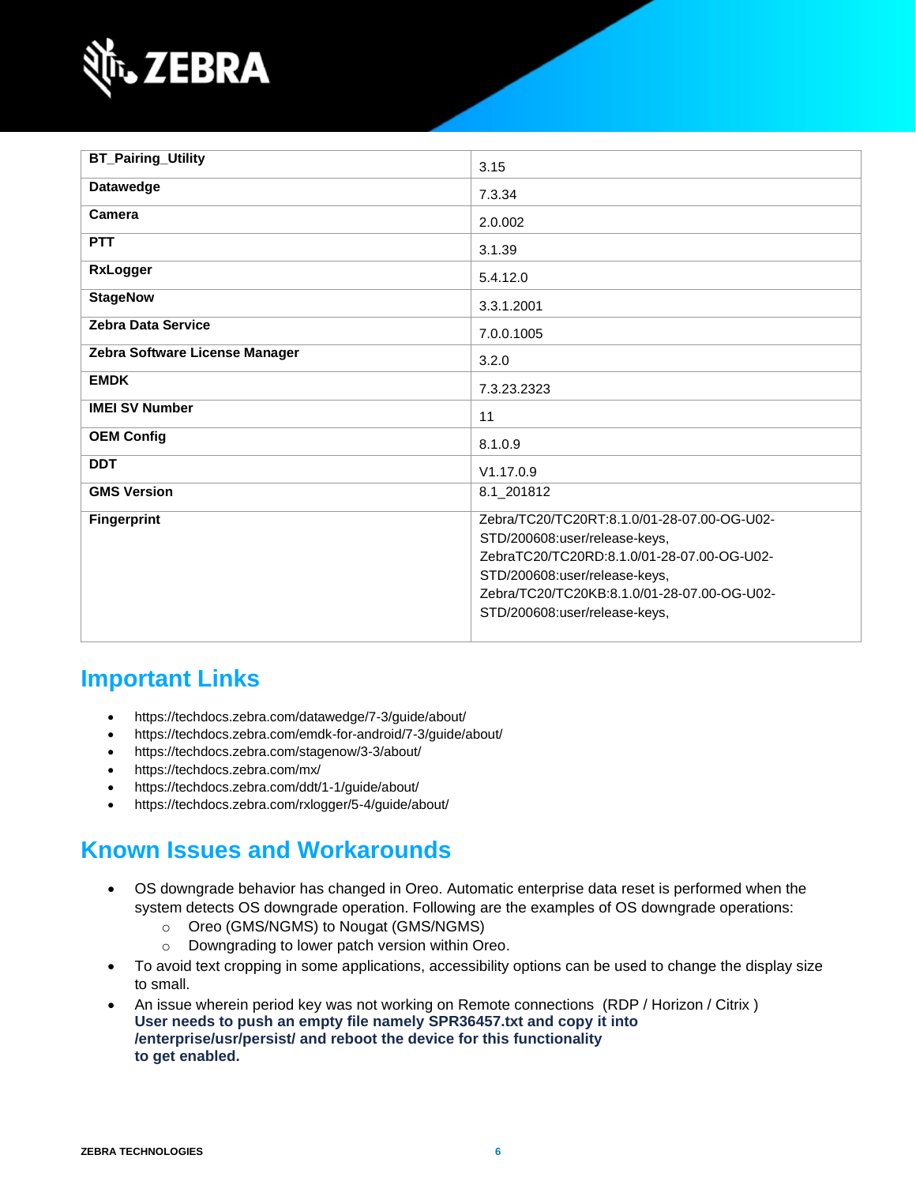| BT_Pairing_Utility | 3.15 |
| --- | --- |
| Datawedge | 7.3.34 |
| Camera | 2.0.002 |
| PTT | 3.1.39 |
| RxLogger | 5.4.12.0 |
| StageNow | 3.3.1.2001 |
| Zebra Data Service | 7.0.0.1005 |
| Zebra Software License Manager | 3.2.0 |
| EMDK | 7.3.23.2323 |
| IMEI SV Number | 11 |
| OEM Config | 8.1.0.9 |
| DDT | V1.17.0.9 |
| GMS Version | 8.1_201812 |
| Fingerprint | Zebra/TC20/TC20RT:8.1.0/01-28-07.00-OG-U02-STD/200608:user/release-keys, ZebraTC20/TC20RD:8.1.0/01-28-07.00-OG-U02-STD/200608:user/release-keys, Zebra/TC20/TC20KB:8.1.0/01-28-07.00-OG-U02-STD/200608:user/release-keys, |

## Important Links

- https://techdocs.zebra.com/datawedge/7-3/guide/about/
- https://techdocs.zebra.com/emdk-for-android/7-3/guide/about/
- https://techdocs.zebra.com/stagenow/3-3/about/
- https://techdocs.zebra.com/mx/
- https://techdocs.zebra.com/ddt/1-1/guide/about/
- https://techdocs.zebra.com/rxlogger/5-4/guide/about/

## Known Issues and Workarounds

- OS downgrade behavior has changed in Oreo. Automatic enterprise data reset is performed when the system detects OS downgrade operation. Following are the examples of OS downgrade operations:
  - Oreo (GMS/NGMS) to Nougat (GMS/NGMS)
  - Downgrading to lower patch version within Oreo.
- To avoid text cropping in some applications, accessibility options can be used to change the display size to small.
- An issue wherein period key was not working on Remote connections (RDP / Horizon / Citrix )
  **User needs to push an empty file namely SPR36457.txt and copy it into /enterprise/usr/persist/ and reboot the device for this functionality to get enabled.**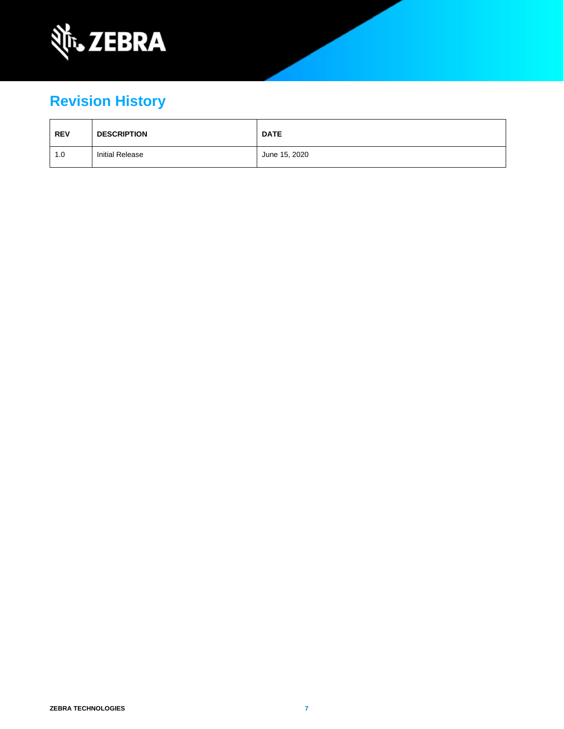# Revision History

| REV | DESCRIPTION | DATE |
|---|---|---|
| 1.0 | Initial Release | June 15, 2020 |